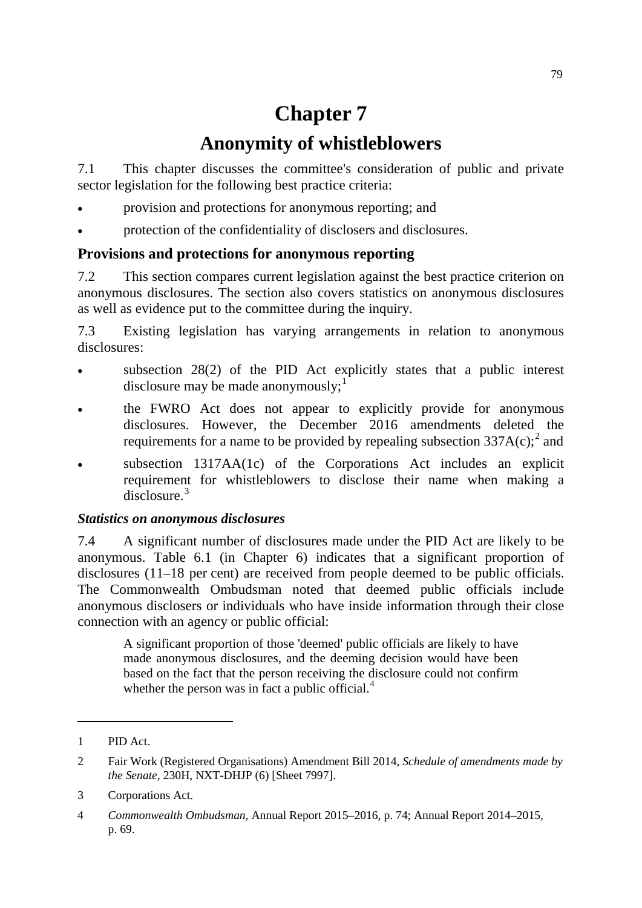# Chapter 7

# Anonymity of whistleblowers

7.1 This chapter discusses the committee's consideration of public and private sector legislation for the following best practice criteria:

- provision and protections for anonymous reporting; and
- protection of the confidentiality of disclosers and disclosures.

## Provisions and protections for anonymous reporting

7.2 This section compares current legislation against the best practice criterion on anonymous disclosures. The section also covers statistics on anonymous disclosures as well as evidence put to the committee during the inquiry.

7.3 Existing legislation has varying arrangements in relation to anonymous disclosures:

- subsection 28(2) of the PID Act explicitly states that a public interest disclosure may be made anonymously;[1]
- the FWRO Act does not appear to explicitly provide for anonymous disclosures. However, the December 2016 amendments deleted the requirements for a name to be provided by repealing subsection 337A(c);[2] and
- subsection 1317AA(1c) of the Corporations Act includes an explicit requirement for whistleblowers to disclose their name when making a disclosure.[3]

### *Statistics on anonymous disclosures*

7.4 A significant number of disclosures made under the PID Act are likely to be anonymous. Table 6.1 (in Chapter 6) indicates that a significant proportion of disclosures (11–18 per cent) are received from people deemed to be public officials. The Commonwealth Ombudsman noted that deemed public officials include anonymous disclosers or individuals who have inside information through their close connection with an agency or public official:

> A significant proportion of those 'deemed' public officials are likely to have made anonymous disclosures, and the deeming decision would have been based on the fact that the person receiving the disclosure could not confirm whether the person was in fact a public official.[4]

---

1 PID Act.

2 Fair Work (Registered Organisations) Amendment Bill 2014, *Schedule of amendments made by the Senate*, 230H, NXT-DHJP (6) [Sheet 7997].

3 Corporations Act.

4 *Commonwealth Ombudsman,* Annual Report 2015–2016, p. 74; Annual Report 2014–2015, p. 69.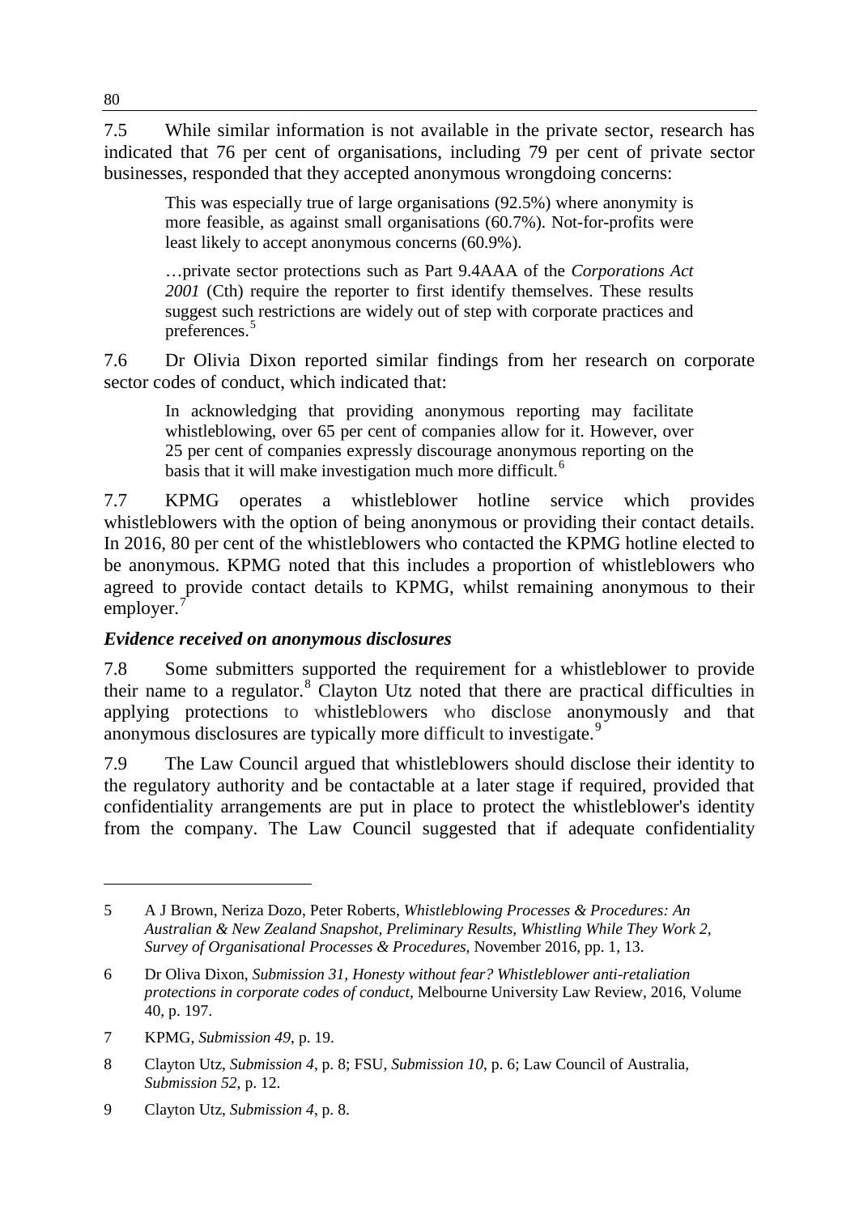7.5 While similar information is not available in the private sector, research has indicated that 76 per cent of organisations, including 79 per cent of private sector businesses, responded that they accepted anonymous wrongdoing concerns:

> This was especially true of large organisations (92.5%) where anonymity is more feasible, as against small organisations (60.7%). Not-for-profits were least likely to accept anonymous concerns (60.9%).
>
> …private sector protections such as Part 9.4AAA of the *Corporations Act 2001* (Cth) require the reporter to first identify themselves. These results suggest such restrictions are widely out of step with corporate practices and preferences.[5]

7.6 Dr Olivia Dixon reported similar findings from her research on corporate sector codes of conduct, which indicated that:

> In acknowledging that providing anonymous reporting may facilitate whistleblowing, over 65 per cent of companies allow for it. However, over 25 per cent of companies expressly discourage anonymous reporting on the basis that it will make investigation much more difficult.[6]

7.7 KPMG operates a whistleblower hotline service which provides whistleblowers with the option of being anonymous or providing their contact details. In 2016, 80 per cent of the whistleblowers who contacted the KPMG hotline elected to be anonymous. KPMG noted that this includes a proportion of whistleblowers who agreed to provide contact details to KPMG, whilst remaining anonymous to their employer.[7]

### *Evidence received on anonymous disclosures*

7.8 Some submitters supported the requirement for a whistleblower to provide their name to a regulator.[8] Clayton Utz noted that there are practical difficulties in applying protections to whistleblowers who disclose anonymously and that anonymous disclosures are typically more difficult to investigate.[9]

7.9 The Law Council argued that whistleblowers should disclose their identity to the regulatory authority and be contactable at a later stage if required, provided that confidentiality arrangements are put in place to protect the whistleblower's identity from the company. The Law Council suggested that if adequate confidentiality

---

5 A J Brown, Neriza Dozo, Peter Roberts, *Whistleblowing Processes & Procedures: An Australian & New Zealand Snapshot, Preliminary Results, Whistling While They Work 2, Survey of Organisational Processes & Procedures*, November 2016, pp. 1, 13.

6 Dr Oliva Dixon, *Submission 31, Honesty without fear? Whistleblower anti-retaliation protections in corporate codes of conduct*, Melbourne University Law Review, 2016, Volume 40, p. 197.

7 KPMG, *Submission 49*, p. 19.

8 Clayton Utz, *Submission 4*, p. 8; FSU, *Submission 10*, p. 6; Law Council of Australia, *Submission 52*, p. 12.

9 Clayton Utz, *Submission 4*, p. 8.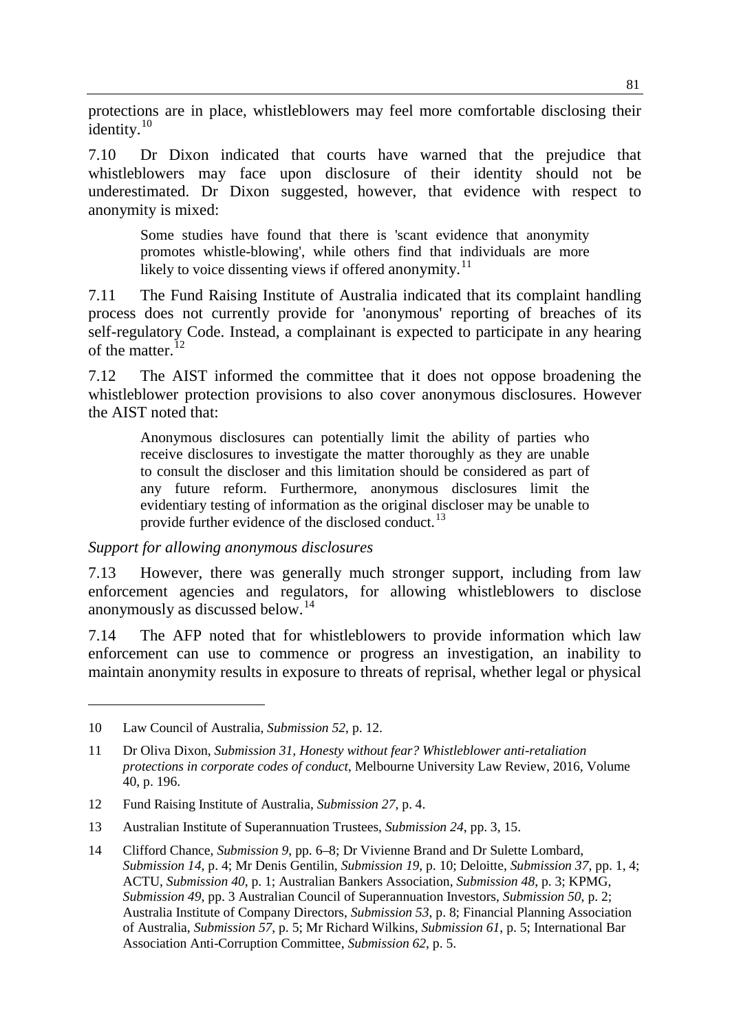protections are in place, whistleblowers may feel more comfortable disclosing their identity.[10]

7.10 Dr Dixon indicated that courts have warned that the prejudice that whistleblowers may face upon disclosure of their identity should not be underestimated. Dr Dixon suggested, however, that evidence with respect to anonymity is mixed:

> Some studies have found that there is 'scant evidence that anonymity promotes whistle-blowing', while others find that individuals are more likely to voice dissenting views if offered anonymity.[11]

7.11 The Fund Raising Institute of Australia indicated that its complaint handling process does not currently provide for 'anonymous' reporting of breaches of its self-regulatory Code. Instead, a complainant is expected to participate in any hearing of the matter.[12]

7.12 The AIST informed the committee that it does not oppose broadening the whistleblower protection provisions to also cover anonymous disclosures. However the AIST noted that:

> Anonymous disclosures can potentially limit the ability of parties who receive disclosures to investigate the matter thoroughly as they are unable to consult the discloser and this limitation should be considered as part of any future reform. Furthermore, anonymous disclosures limit the evidentiary testing of information as the original discloser may be unable to provide further evidence of the disclosed conduct.[13]

*Support for allowing anonymous disclosures*

7.13 However, there was generally much stronger support, including from law enforcement agencies and regulators, for allowing whistleblowers to disclose anonymously as discussed below.[14]

7.14 The AFP noted that for whistleblowers to provide information which law enforcement can use to commence or progress an investigation, an inability to maintain anonymity results in exposure to threats of reprisal, whether legal or physical

---

10 Law Council of Australia, *Submission 52*, p. 12.

11 Dr Oliva Dixon, *Submission 31, Honesty without fear? Whistleblower anti-retaliation protections in corporate codes of conduct*, Melbourne University Law Review, 2016, Volume 40, p. 196.

12 Fund Raising Institute of Australia, *Submission 27*, p. 4.

13 Australian Institute of Superannuation Trustees, *Submission 24*, pp. 3, 15.

14 Clifford Chance, *Submission 9*, pp. 6–8; Dr Vivienne Brand and Dr Sulette Lombard, *Submission 14*, p. 4; Mr Denis Gentilin, *Submission 19*, p. 10; Deloitte, *Submission 37*, pp. 1, 4; ACTU, *Submission 40*, p. 1; Australian Bankers Association, *Submission 48*, p. 3; KPMG, *Submission 49*, pp. 3 Australian Council of Superannuation Investors, *Submission 50*, p. 2; Australia Institute of Company Directors, *Submission 53*, p. 8; Financial Planning Association of Australia, *Submission 57*, p. 5; Mr Richard Wilkins, *Submission 61*, p. 5; International Bar Association Anti-Corruption Committee, *Submission 62*, p. 5.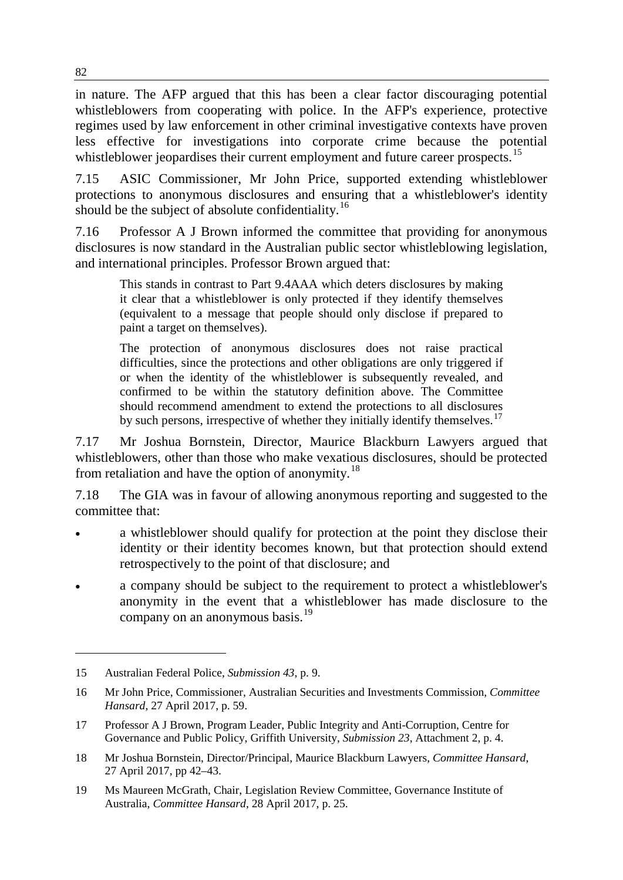in nature. The AFP argued that this has been a clear factor discouraging potential whistleblowers from cooperating with police. In the AFP's experience, protective regimes used by law enforcement in other criminal investigative contexts have proven less effective for investigations into corporate crime because the potential whistleblower jeopardises their current employment and future career prospects.[15]

7.15 ASIC Commissioner, Mr John Price, supported extending whistleblower protections to anonymous disclosures and ensuring that a whistleblower's identity should be the subject of absolute confidentiality.[16]

7.16 Professor A J Brown informed the committee that providing for anonymous disclosures is now standard in the Australian public sector whistleblowing legislation, and international principles. Professor Brown argued that:

> This stands in contrast to Part 9.4AAA which deters disclosures by making it clear that a whistleblower is only protected if they identify themselves (equivalent to a message that people should only disclose if prepared to paint a target on themselves).
>
> The protection of anonymous disclosures does not raise practical difficulties, since the protections and other obligations are only triggered if or when the identity of the whistleblower is subsequently revealed, and confirmed to be within the statutory definition above. The Committee should recommend amendment to extend the protections to all disclosures by such persons, irrespective of whether they initially identify themselves.[17]

7.17 Mr Joshua Bornstein, Director, Maurice Blackburn Lawyers argued that whistleblowers, other than those who make vexatious disclosures, should be protected from retaliation and have the option of anonymity.[18]

7.18 The GIA was in favour of allowing anonymous reporting and suggested to the committee that:

- a whistleblower should qualify for protection at the point they disclose their identity or their identity becomes known, but that protection should extend retrospectively to the point of that disclosure; and
- a company should be subject to the requirement to protect a whistleblower's anonymity in the event that a whistleblower has made disclosure to the company on an anonymous basis.[19]

---

15 Australian Federal Police, *Submission 43*, p. 9.

16 Mr John Price, Commissioner, Australian Securities and Investments Commission, *Committee Hansard*, 27 April 2017, p. 59.

17 Professor A J Brown, Program Leader, Public Integrity and Anti-Corruption, Centre for Governance and Public Policy, Griffith University, *Submission 23*, Attachment 2, p. 4.

18 Mr Joshua Bornstein, Director/Principal, Maurice Blackburn Lawyers, *Committee Hansard*, 27 April 2017, pp 42–43.

19 Ms Maureen McGrath, Chair, Legislation Review Committee, Governance Institute of Australia, *Committee Hansard*, 28 April 2017, p. 25.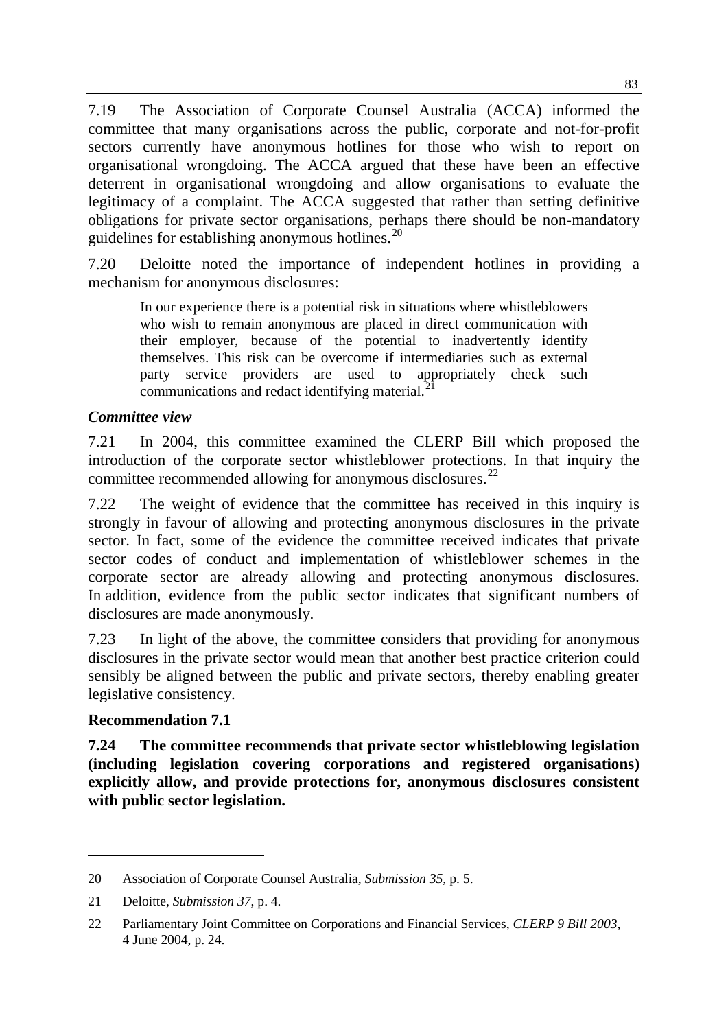7.19 The Association of Corporate Counsel Australia (ACCA) informed the committee that many organisations across the public, corporate and not-for-profit sectors currently have anonymous hotlines for those who wish to report on organisational wrongdoing. The ACCA argued that these have been an effective deterrent in organisational wrongdoing and allow organisations to evaluate the legitimacy of a complaint. The ACCA suggested that rather than setting definitive obligations for private sector organisations, perhaps there should be non-mandatory guidelines for establishing anonymous hotlines.[20]

7.20 Deloitte noted the importance of independent hotlines in providing a mechanism for anonymous disclosures:

> In our experience there is a potential risk in situations where whistleblowers who wish to remain anonymous are placed in direct communication with their employer, because of the potential to inadvertently identify themselves. This risk can be overcome if intermediaries such as external party service providers are used to appropriately check such communications and redact identifying material.[21]

### *Committee view*

7.21 In 2004, this committee examined the CLERP Bill which proposed the introduction of the corporate sector whistleblower protections. In that inquiry the committee recommended allowing for anonymous disclosures.[22]

7.22 The weight of evidence that the committee has received in this inquiry is strongly in favour of allowing and protecting anonymous disclosures in the private sector. In fact, some of the evidence the committee received indicates that private sector codes of conduct and implementation of whistleblower schemes in the corporate sector are already allowing and protecting anonymous disclosures. In addition, evidence from the public sector indicates that significant numbers of disclosures are made anonymously.

7.23 In light of the above, the committee considers that providing for anonymous disclosures in the private sector would mean that another best practice criterion could sensibly be aligned between the public and private sectors, thereby enabling greater legislative consistency.

### Recommendation 7.1

**7.24 The committee recommends that private sector whistleblowing legislation (including legislation covering corporations and registered organisations) explicitly allow, and provide protections for, anonymous disclosures consistent with public sector legislation.**

---

20 Association of Corporate Counsel Australia, *Submission 35*, p. 5.

21 Deloitte, *Submission 37*, p. 4.

22 Parliamentary Joint Committee on Corporations and Financial Services, *CLERP 9 Bill 2003*, 4 June 2004, p. 24.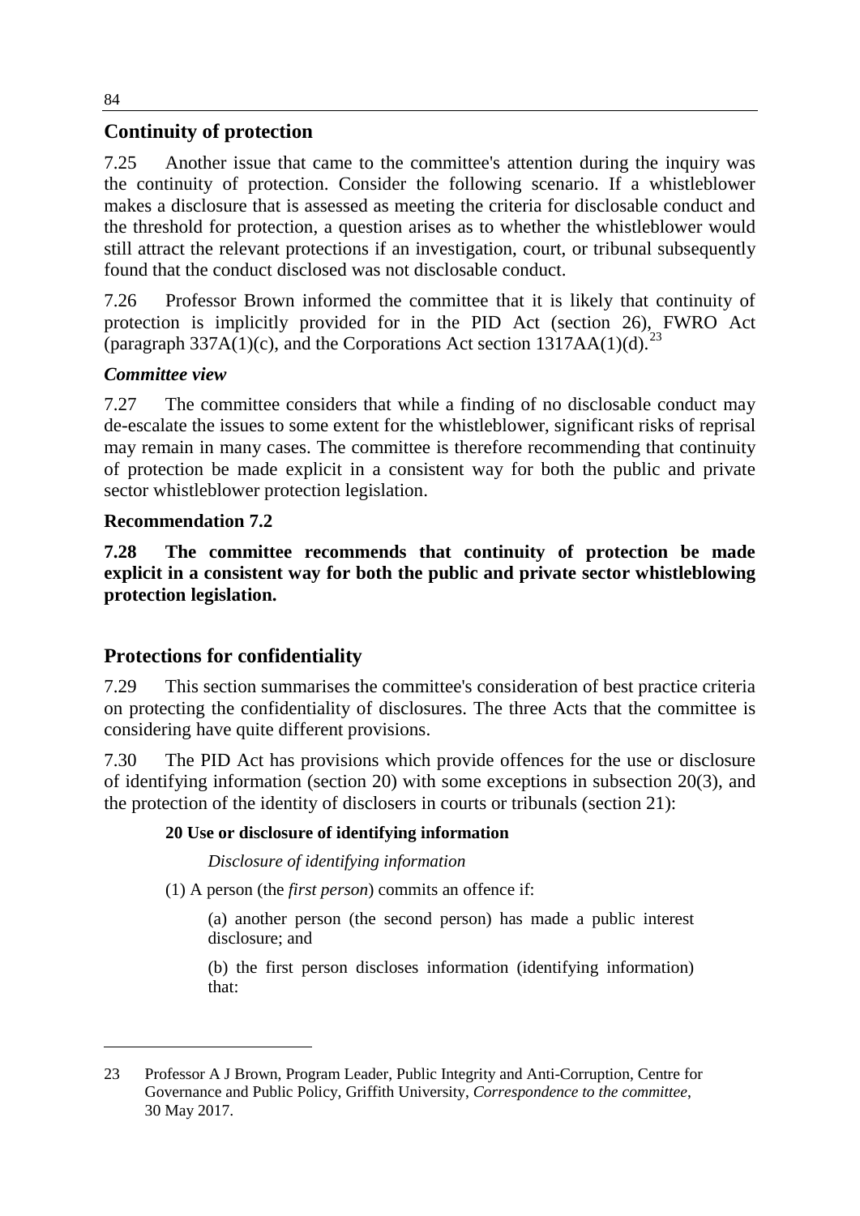## Continuity of protection

7.25 Another issue that came to the committee's attention during the inquiry was the continuity of protection. Consider the following scenario. If a whistleblower makes a disclosure that is assessed as meeting the criteria for disclosable conduct and the threshold for protection, a question arises as to whether the whistleblower would still attract the relevant protections if an investigation, court, or tribunal subsequently found that the conduct disclosed was not disclosable conduct.

7.26 Professor Brown informed the committee that it is likely that continuity of protection is implicitly provided for in the PID Act (section 26), FWRO Act (paragraph 337A(1)(c), and the Corporations Act section 1317AA(1)(d).[23]

### *Committee view*

7.27 The committee considers that while a finding of no disclosable conduct may de-escalate the issues to some extent for the whistleblower, significant risks of reprisal may remain in many cases. The committee is therefore recommending that continuity of protection be made explicit in a consistent way for both the public and private sector whistleblower protection legislation.

### Recommendation 7.2

**7.28 The committee recommends that continuity of protection be made explicit in a consistent way for both the public and private sector whistleblowing protection legislation.**

## Protections for confidentiality

7.29 This section summarises the committee's consideration of best practice criteria on protecting the confidentiality of disclosures. The three Acts that the committee is considering have quite different provisions.

7.30 The PID Act has provisions which provide offences for the use or disclosure of identifying information (section 20) with some exceptions in subsection 20(3), and the protection of the identity of disclosers in courts or tribunals (section 21):

> **20 Use or disclosure of identifying information**
>
> *Disclosure of identifying information*
>
> (1) A person (the *first person*) commits an offence if:
>
> (a) another person (the second person) has made a public interest disclosure; and
>
> (b) the first person discloses information (identifying information) that:

---

23 Professor A J Brown, Program Leader, Public Integrity and Anti-Corruption, Centre for Governance and Public Policy, Griffith University, *Correspondence to the committee*, 30 May 2017.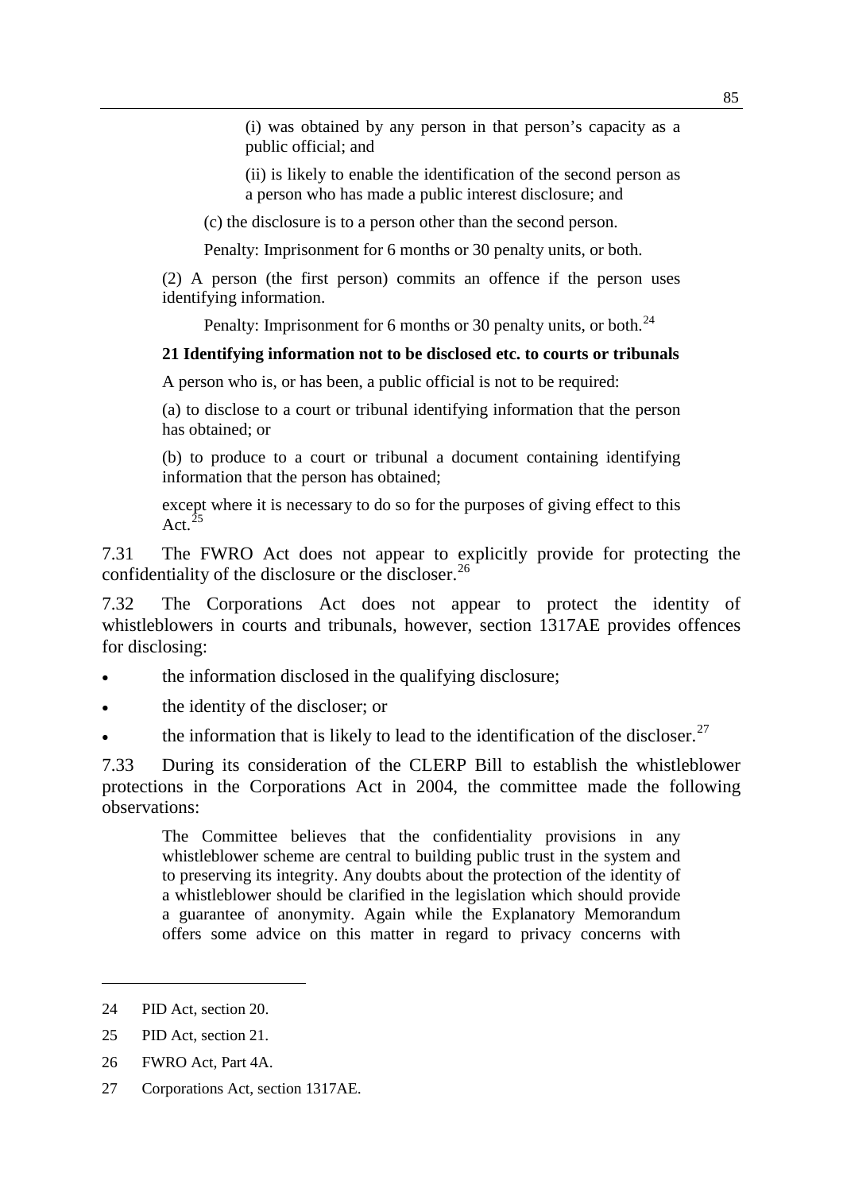> (i) was obtained by any person in that person's capacity as a public official; and
>
> (ii) is likely to enable the identification of the second person as a person who has made a public interest disclosure; and
>
> (c) the disclosure is to a person other than the second person.
>
> Penalty: Imprisonment for 6 months or 30 penalty units, or both.
>
> (2) A person (the first person) commits an offence if the person uses identifying information.
>
> Penalty: Imprisonment for 6 months or 30 penalty units, or both.[24]
>
> **21 Identifying information not to be disclosed etc. to courts or tribunals**
>
> A person who is, or has been, a public official is not to be required:
>
> (a) to disclose to a court or tribunal identifying information that the person has obtained; or
>
> (b) to produce to a court or tribunal a document containing identifying information that the person has obtained;
>
> except where it is necessary to do so for the purposes of giving effect to this Act.[25]

7.31 The FWRO Act does not appear to explicitly provide for protecting the confidentiality of the disclosure or the discloser.[26]

7.32 The Corporations Act does not appear to protect the identity of whistleblowers in courts and tribunals, however, section 1317AE provides offences for disclosing:

- the information disclosed in the qualifying disclosure;
- the identity of the discloser; or
- the information that is likely to lead to the identification of the discloser.[27]

7.33 During its consideration of the CLERP Bill to establish the whistleblower protections in the Corporations Act in 2004, the committee made the following observations:

> The Committee believes that the confidentiality provisions in any whistleblower scheme are central to building public trust in the system and to preserving its integrity. Any doubts about the protection of the identity of a whistleblower should be clarified in the legislation which should provide a guarantee of anonymity. Again while the Explanatory Memorandum offers some advice on this matter in regard to privacy concerns with

---

24 PID Act, section 20.

25 PID Act, section 21.

26 FWRO Act, Part 4A.

27 Corporations Act, section 1317AE.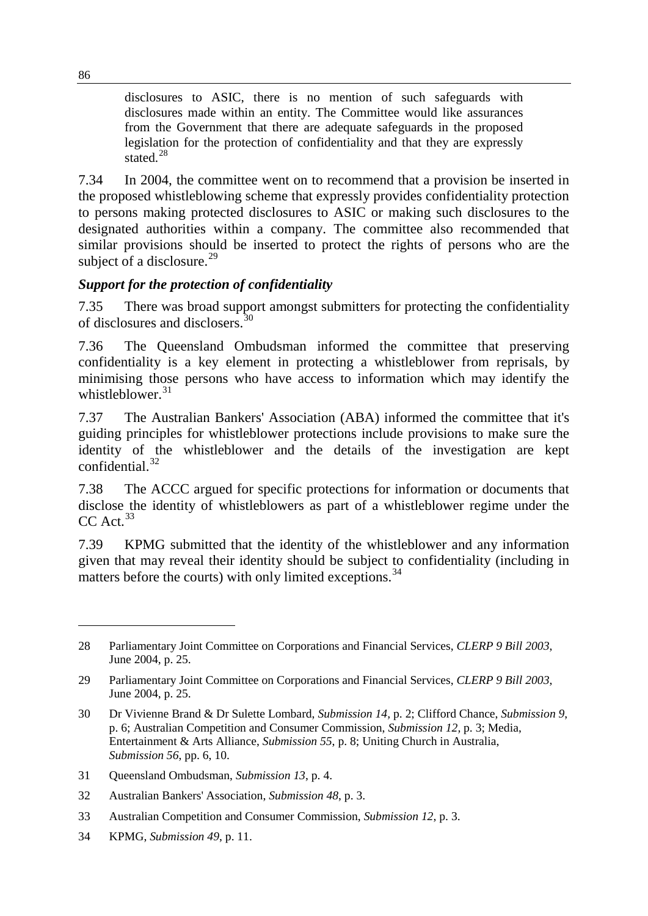> disclosures to ASIC, there is no mention of such safeguards with disclosures made within an entity. The Committee would like assurances from the Government that there are adequate safeguards in the proposed legislation for the protection of confidentiality and that they are expressly stated.[28]

7.34 In 2004, the committee went on to recommend that a provision be inserted in the proposed whistleblowing scheme that expressly provides confidentiality protection to persons making protected disclosures to ASIC or making such disclosures to the designated authorities within a company. The committee also recommended that similar provisions should be inserted to protect the rights of persons who are the subject of a disclosure.[29]

### *Support for the protection of confidentiality*

7.35 There was broad support amongst submitters for protecting the confidentiality of disclosures and disclosers.[30]

7.36 The Queensland Ombudsman informed the committee that preserving confidentiality is a key element in protecting a whistleblower from reprisals, by minimising those persons who have access to information which may identify the whistleblower.[31]

7.37 The Australian Bankers' Association (ABA) informed the committee that it's guiding principles for whistleblower protections include provisions to make sure the identity of the whistleblower and the details of the investigation are kept confidential.[32]

7.38 The ACCC argued for specific protections for information or documents that disclose the identity of whistleblowers as part of a whistleblower regime under the CC Act.[33]

7.39 KPMG submitted that the identity of the whistleblower and any information given that may reveal their identity should be subject to confidentiality (including in matters before the courts) with only limited exceptions.[34]

---

28 Parliamentary Joint Committee on Corporations and Financial Services, *CLERP 9 Bill 2003*, June 2004, p. 25.

29 Parliamentary Joint Committee on Corporations and Financial Services, *CLERP 9 Bill 2003*, June 2004, p. 25.

30 Dr Vivienne Brand & Dr Sulette Lombard, *Submission 14*, p. 2; Clifford Chance, *Submission 9*, p. 6; Australian Competition and Consumer Commission, *Submission 12*, p. 3; Media, Entertainment & Arts Alliance, *Submission 55*, p. 8; Uniting Church in Australia, *Submission 56*, pp. 6, 10.

31 Queensland Ombudsman, *Submission 13*, p. 4.

32 Australian Bankers' Association, *Submission 48*, p. 3.

33 Australian Competition and Consumer Commission, *Submission 12*, p. 3.

34 KPMG, *Submission 49*, p. 11.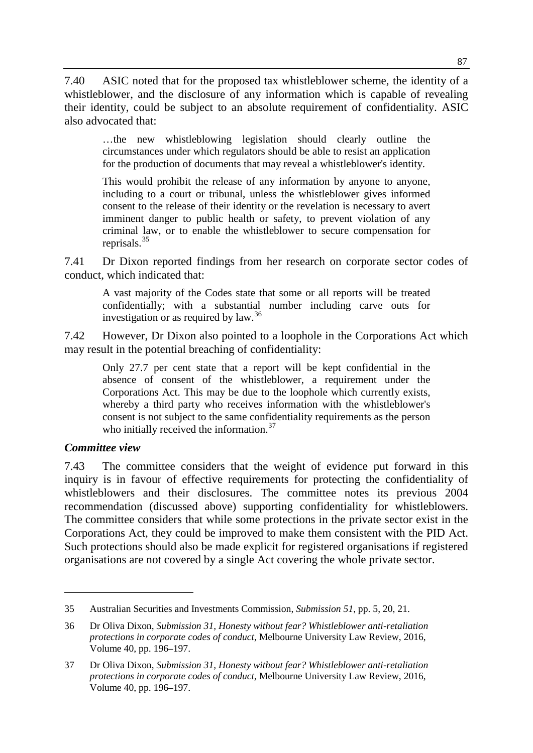7.40 ASIC noted that for the proposed tax whistleblower scheme, the identity of a whistleblower, and the disclosure of any information which is capable of revealing their identity, could be subject to an absolute requirement of confidentiality. ASIC also advocated that:

> …the new whistleblowing legislation should clearly outline the circumstances under which regulators should be able to resist an application for the production of documents that may reveal a whistleblower's identity.
>
> This would prohibit the release of any information by anyone to anyone, including to a court or tribunal, unless the whistleblower gives informed consent to the release of their identity or the revelation is necessary to avert imminent danger to public health or safety, to prevent violation of any criminal law, or to enable the whistleblower to secure compensation for reprisals.[35]

7.41 Dr Dixon reported findings from her research on corporate sector codes of conduct, which indicated that:

> A vast majority of the Codes state that some or all reports will be treated confidentially; with a substantial number including carve outs for investigation or as required by law.[36]

7.42 However, Dr Dixon also pointed to a loophole in the Corporations Act which may result in the potential breaching of confidentiality:

> Only 27.7 per cent state that a report will be kept confidential in the absence of consent of the whistleblower, a requirement under the Corporations Act. This may be due to the loophole which currently exists, whereby a third party who receives information with the whistleblower's consent is not subject to the same confidentiality requirements as the person who initially received the information.[37]

### *Committee view*

7.43 The committee considers that the weight of evidence put forward in this inquiry is in favour of effective requirements for protecting the confidentiality of whistleblowers and their disclosures. The committee notes its previous 2004 recommendation (discussed above) supporting confidentiality for whistleblowers. The committee considers that while some protections in the private sector exist in the Corporations Act, they could be improved to make them consistent with the PID Act. Such protections should also be made explicit for registered organisations if registered organisations are not covered by a single Act covering the whole private sector.

---

35 Australian Securities and Investments Commission, *Submission 51*, pp. 5, 20, 21.

36 Dr Oliva Dixon, *Submission 31, Honesty without fear? Whistleblower anti-retaliation protections in corporate codes of conduct*, Melbourne University Law Review, 2016, Volume 40, pp. 196–197.

37 Dr Oliva Dixon, *Submission 31, Honesty without fear? Whistleblower anti-retaliation protections in corporate codes of conduct*, Melbourne University Law Review, 2016, Volume 40, pp. 196–197.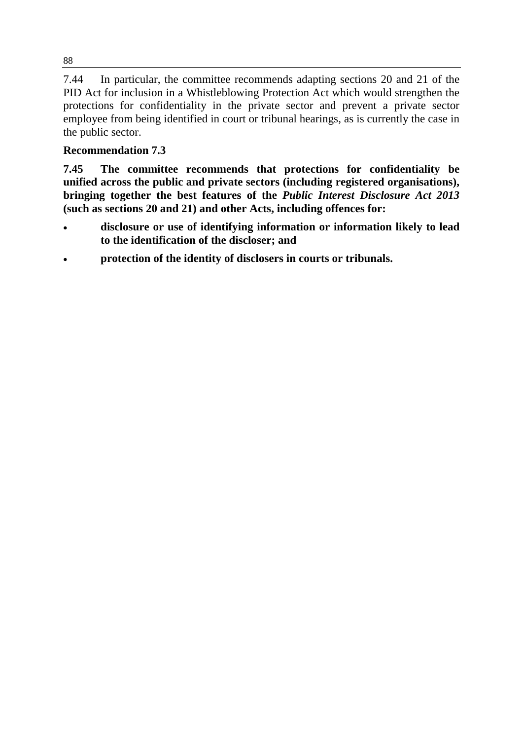7.44 In particular, the committee recommends adapting sections 20 and 21 of the PID Act for inclusion in a Whistleblowing Protection Act which would strengthen the protections for confidentiality in the private sector and prevent a private sector employee from being identified in court or tribunal hearings, as is currently the case in the public sector.

**Recommendation 7.3**

**7.45 The committee recommends that protections for confidentiality be unified across the public and private sectors (including registered organisations), bringing together the best features of the *Public Interest Disclosure Act 2013* (such as sections 20 and 21) and other Acts, including offences for:**

- **disclosure or use of identifying information or information likely to lead to the identification of the discloser; and**
- **protection of the identity of disclosers in courts or tribunals.**